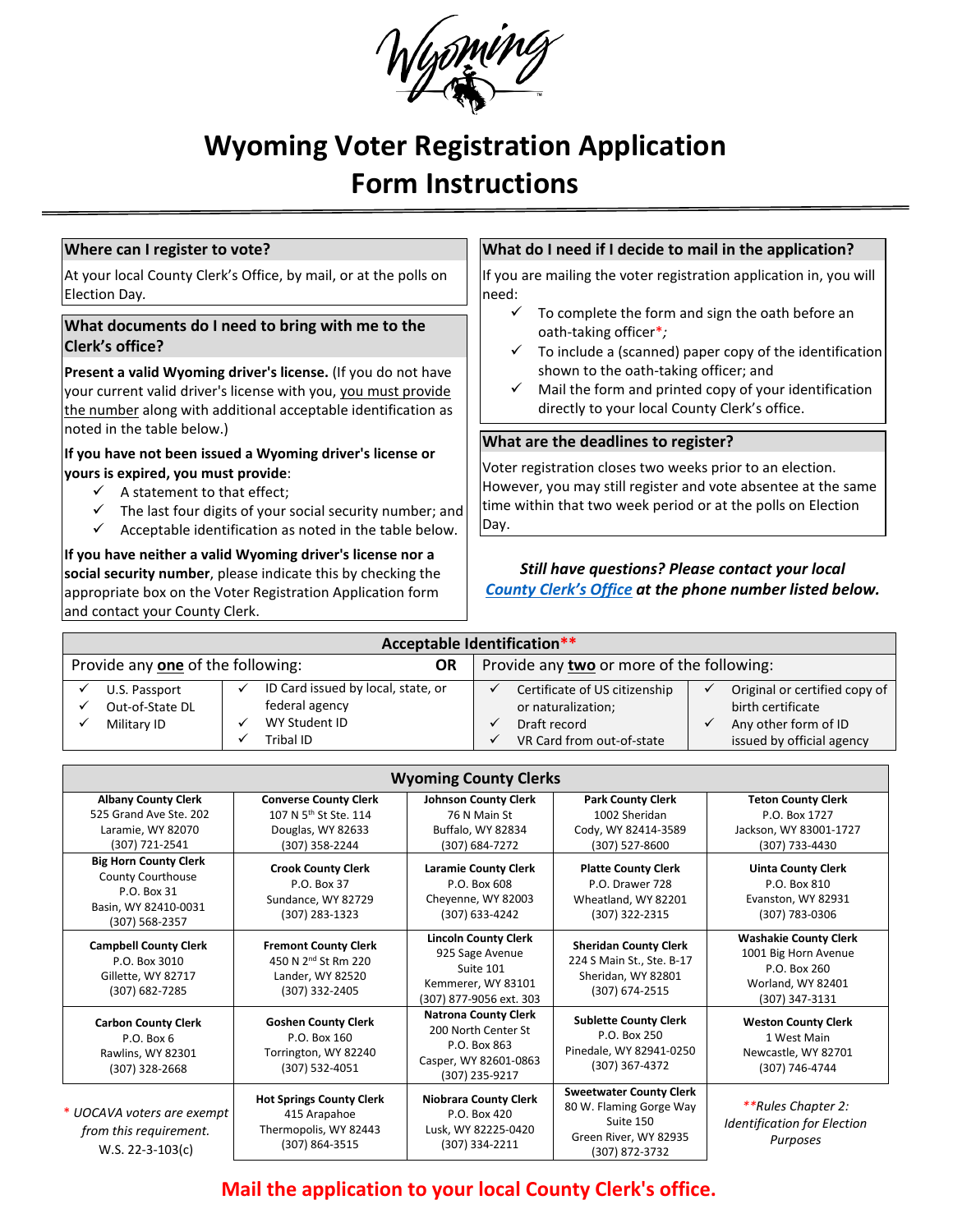# Wyoming Voter Registration Application Form Instructions

### Where can I register to vote?

At your local County Clerk's Office, by mail, or at the polls on Election Day.

### What documents do I need to bring with me to the Clerk's office?

**Present a valid Wyoming driver's license.** (If you do not have your current valid driver's license with you, you must provide the number along with additional acceptable identification as noted in the table below.)

**If you have not been issued a Wyoming driver's license or yours is expired, you must provide**:

- ✓ A statement to that effect;
- ✓ The last four digits of your social security number; and
- ✓ Acceptable identification as noted in the table below.

**If you have neither a valid Wyoming driver's license nor a social security number**, please indicate this by checking the appropriate box on the Voter Registration Application form and contact your County Clerk.

### What do I need if I decide to mail in the application?

If you are mailing the voter registration application in, you will need:

- ✓ To complete the form and sign the oath before an oath-taking officer*;
- ✓ To include a (scanned) paper copy of the identification shown to the oath-taking officer; and
- ✓ Mail the form and printed copy of your identification directly to your local County Clerk's office.

### What are the deadlines to register?

Voter registration closes two weeks prior to an election. However, you may still register and vote absentee at the same time within that two week period or at the polls on Election Day.

***Still have questions? Please contact your local County Clerk's Office at the phone number listed below.***

| Acceptable Identification** | | | |
|---|---|---|---|
| Provide any **one** of the following: | | **OR** Provide any **two** or more of the following: | |
| ✓ U.S. Passport<br>✓ Out-of-State DL<br>✓ Military ID | ✓ ID Card issued by local, state, or federal agency<br>✓ WY Student ID<br>✓ Tribal ID | ✓ Certificate of US citizenship or naturalization;<br>✓ Draft record<br>✓ VR Card from out-of-state | ✓ Original or certified copy of birth certificate<br>✓ Any other form of ID issued by official agency |

| Wyoming County Clerks | | | | |
|---|---|---|---|---|
| **Albany County Clerk**<br>525 Grand Ave Ste. 202<br>Laramie, WY 82070<br>(307) 721-2541 | **Converse County Clerk**<br>107 N 5th St Ste. 114<br>Douglas, WY 82633<br>(307) 358-2244 | **Johnson County Clerk**<br>76 N Main St<br>Buffalo, WY 82834<br>(307) 684-7272 | **Park County Clerk**<br>1002 Sheridan<br>Cody, WY 82414-3589<br>(307) 527-8600 | **Teton County Clerk**<br>P.O. Box 1727<br>Jackson, WY 83001-1727<br>(307) 733-4430 |
| **Big Horn County Clerk**<br>County Courthouse<br>P.O. Box 31<br>Basin, WY 82410-0031<br>(307) 568-2357 | **Crook County Clerk**<br>P.O. Box 37<br>Sundance, WY 82729<br>(307) 283-1323 | **Laramie County Clerk**<br>P.O. Box 608<br>Cheyenne, WY 82003<br>(307) 633-4242 | **Platte County Clerk**<br>P.O. Drawer 728<br>Wheatland, WY 82201<br>(307) 322-2315 | **Uinta County Clerk**<br>P.O. Box 810<br>Evanston, WY 82931<br>(307) 783-0306 |
| **Campbell County Clerk**<br>P.O. Box 3010<br>Gillette, WY 82717<br>(307) 682-7285 | **Fremont County Clerk**<br>450 N 2nd St Rm 220<br>Lander, WY 82520<br>(307) 332-2405 | **Lincoln County Clerk**<br>925 Sage Avenue<br>Suite 101<br>Kemmerer, WY 83101<br>(307) 877-9056 ext. 303 | **Sheridan County Clerk**<br>224 S Main St., Ste. B-17<br>Sheridan, WY 82801<br>(307) 674-2515 | **Washakie County Clerk**<br>1001 Big Horn Avenue<br>P.O. Box 260<br>Worland, WY 82401<br>(307) 347-3131 |
| **Carbon County Clerk**<br>P.O. Box 6<br>Rawlins, WY 82301<br>(307) 328-2668 | **Goshen County Clerk**<br>P.O. Box 160<br>Torrington, WY 82240<br>(307) 532-4051 | **Natrona County Clerk**<br>200 North Center St<br>P.O. Box 863<br>Casper, WY 82601-0863<br>(307) 235-9217 | **Sublette County Clerk**<br>P.O. Box 250<br>Pinedale, WY 82941-0250<br>(307) 367-4372 | **Weston County Clerk**<br>1 West Main<br>Newcastle, WY 82701<br>(307) 746-4744 |
| *\* UOCAVA voters are exempt from this requirement.*<br>W.S. 22-3-103(c) | **Hot Springs County Clerk**<br>415 Arapahoe<br>Thermopolis, WY 82443<br>(307) 864-3515 | **Niobrara County Clerk**<br>P.O. Box 420<br>Lusk, WY 82225-0420<br>(307) 334-2211 | **Sweetwater County Clerk**<br>80 W. Flaming Gorge Way<br>Suite 150<br>Green River, WY 82935<br>(307) 872-3732 | *\*\*Rules Chapter 2: Identification for Election Purposes* |

**Mail the application to your local County Clerk's office.**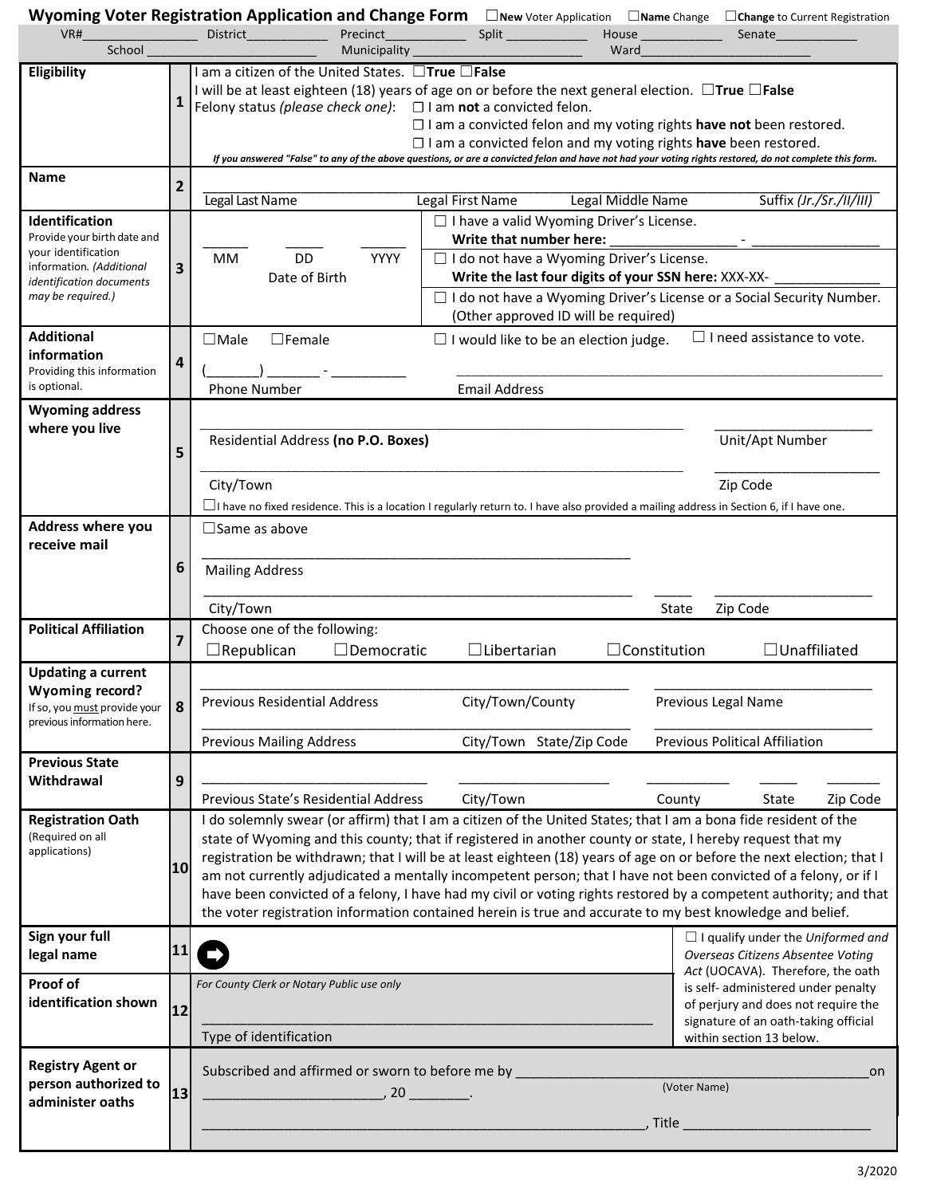# Wyoming Voter Registration Application and Change Form

☐ **New** Voter Application ☐ **Name** Change ☐ **Change** to Current Registration

VR#\_\_\_\_\_\_\_\_\_\_ District\_\_\_\_\_\_\_\_\_\_ Precinct\_\_\_\_\_\_\_\_\_\_ Split \_\_\_\_\_\_\_\_\_\_ House \_\_\_\_\_\_\_\_\_\_ Senate\_\_\_\_\_\_\_\_\_\_

School \_\_\_\_\_\_\_\_\_\_ Municipality \_\_\_\_\_\_\_\_\_\_ Ward\_\_\_\_\_\_\_\_\_\_

| | | |
|---|---|---|
| **Eligibility** | 1 | I am a citizen of the United States. ☐**True** ☐**False**<br>I will be at least eighteen (18) years of age on or before the next general election. ☐**True** ☐**False**<br>Felony status *(please check one)*: ☐ I am **not** a convicted felon.<br>☐ I am a convicted felon and my voting rights **have not** been restored.<br>☐ I am a convicted felon and my voting rights **have** been restored.<br>***If you answered "False" to any of the above questions, or are a convicted felon and have not had your voting rights restored, do not complete this form.*** |
| **Name** | 2 | \_\_\_\_\_\_\_\_\_\_<br>Legal Last Name — Legal First Name — Legal Middle Name — Suffix *(Jr./Sr./II/III)* |
| **Identification**<br>Provide your birth date and your identification information. *(Additional identification documents may be required.)* | 3 | \_\_\_\_ \_\_\_\_ \_\_\_\_<br>MM DD YYYY<br>Date of Birth<br>☐ I have a valid Wyoming Driver's License. **Write that number here:** \_\_\_\_\_\_\_\_ - \_\_\_\_\_\_\_\_<br>☐ I do not have a Wyoming Driver's License. **Write the last four digits of your SSN here:** XXX-XX- \_\_\_\_\_\_<br>☐ I do not have a Wyoming Driver's License or a Social Security Number. (Other approved ID will be required) |
| **Additional information**<br>Providing this information is optional. | 4 | ☐Male ☐Female ☐ I would like to be an election judge. ☐ I need assistance to vote.<br>(\_\_\_\_) \_\_\_\_ - \_\_\_\_\_ Phone Number<br>\_\_\_\_\_\_\_\_\_\_ Email Address |
| **Wyoming address where you live** | 5 | \_\_\_\_\_\_\_\_\_\_ Residential Address **(no P.O. Boxes)** — \_\_\_\_\_ Unit/Apt Number<br>\_\_\_\_\_\_\_\_\_\_ City/Town — \_\_\_\_\_ Zip Code<br>☐I have no fixed residence. This is a location I regularly return to. I have also provided a mailing address in Section 6, if I have one. |
| **Address where you receive mail** | 6 | ☐Same as above<br>\_\_\_\_\_\_\_\_\_\_ Mailing Address<br>\_\_\_\_\_\_\_\_\_\_ City/Town — \_\_\_\_ State — \_\_\_\_\_ Zip Code |
| **Political Affiliation** | 7 | Choose one of the following:<br>☐Republican ☐Democratic ☐Libertarian ☐Constitution ☐Unaffiliated |
| **Updating a current Wyoming record?**<br>If so, you <u>must</u> provide your previous information here. | 8 | \_\_\_\_\_\_\_\_\_\_ Previous Residential Address — City/Town/County — \_\_\_\_\_ Previous Legal Name<br>\_\_\_\_\_\_\_\_\_\_ Previous Mailing Address — City/Town State/Zip Code — \_\_\_\_\_ Previous Political Affiliation |
| **Previous State Withdrawal** | 9 | \_\_\_\_\_\_\_\_\_\_ Previous State's Residential Address — \_\_\_\_\_ City/Town — \_\_\_\_ County — \_\_\_\_ State — \_\_\_\_ Zip Code |
| **Registration Oath**<br>(Required on all applications) | 10 | I do solemnly swear (or affirm) that I am a citizen of the United States; that I am a bona fide resident of the state of Wyoming and this county; that if registered in another county or state, I hereby request that my registration be withdrawn; that I will be at least eighteen (18) years of age on or before the next election; that I am not currently adjudicated a mentally incompetent person; that I have not been convicted of a felony, or if I have been convicted of a felony, I have had my civil or voting rights restored by a competent authority; and that the voter registration information contained herein is true and accurate to my best knowledge and belief. |
| **Sign your full legal name** | 11 | ➡ |
| **Proof of identification shown** | 12 | *For County Clerk or Notary Public use only*<br>\_\_\_\_\_\_\_\_\_\_ Type of identification |
| **Registry Agent or person authorized to administer oaths** | 13 | Subscribed and affirmed or sworn to before me by \_\_\_\_\_\_\_\_\_\_ (Voter Name) on \_\_\_\_\_\_\_\_\_\_, 20 \_\_\_\_.<br>\_\_\_\_\_\_\_\_\_\_, Title \_\_\_\_\_\_\_\_\_\_ |

☐ I qualify under the *Uniformed and Overseas Citizens Absentee Voting Act* (UOCAVA). Therefore, the oath is self- administered under penalty of perjury and does not require the signature of an oath-taking official within section 13 below.

3/2020